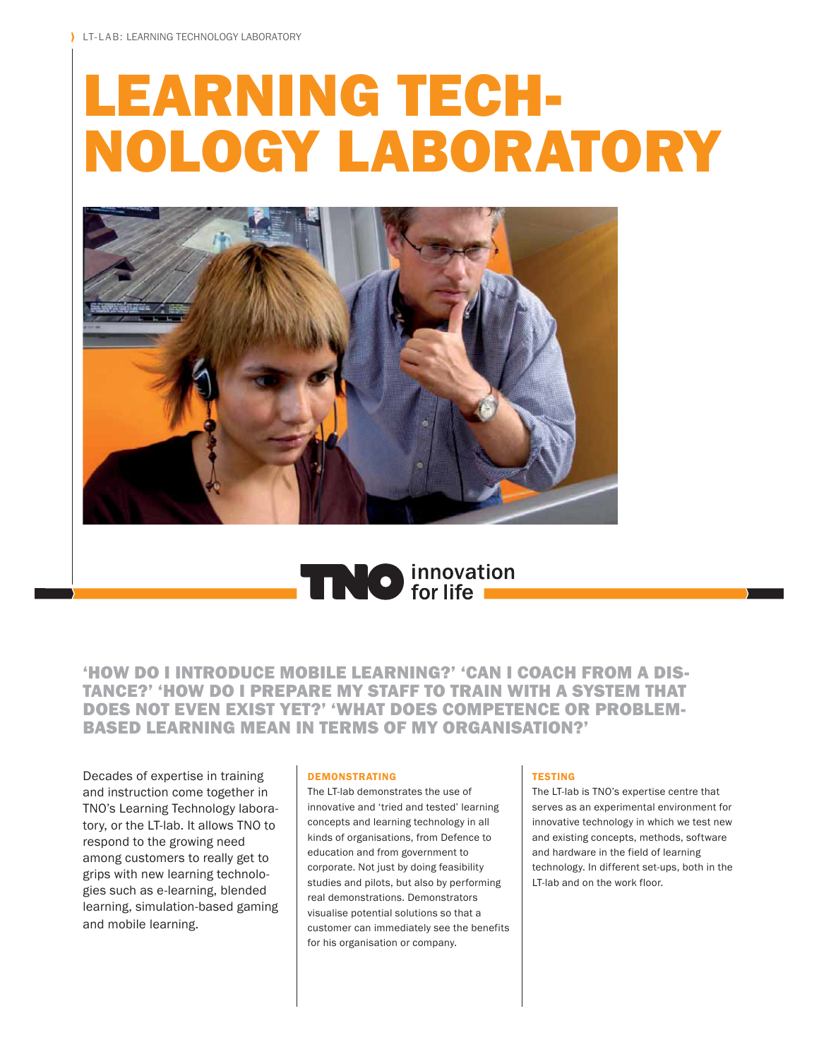# LEARNING TECHNOLOGY LABORATORY

TNO innovation for life

**'HOW DO I INTRODUCE MOBILE LEARNING?' 'CAN I COACH FROM A DISTANCE?' 'HOW DO I PREPARE MY STAFF TO TRAIN WITH A SYSTEM THAT DOES NOT EVEN EXIST YET?' 'WHAT DOES COMPETENCE OR PROBLEM-BASED LEARNING MEAN IN TERMS OF MY ORGANISATION?'**

Decades of expertise in training and instruction come together in TNO's Learning Technology laboratory, or the LT-lab. It allows TNO to respond to the growing need among customers to really get to grips with new learning technologies such as e-learning, blended learning, simulation-based gaming and mobile learning.

### DEMONSTRATING

The LT-lab demonstrates the use of innovative and 'tried and tested' learning concepts and learning technology in all kinds of organisations, from Defence to education and from government to corporate. Not just by doing feasibility studies and pilots, but also by performing real demonstrations. Demonstrators visualise potential solutions so that a customer can immediately see the benefits for his organisation or company.

### TESTING

The LT-lab is TNO's expertise centre that serves as an experimental environment for innovative technology in which we test new and existing concepts, methods, software and hardware in the field of learning technology. In different set-ups, both in the LT-lab and on the work floor.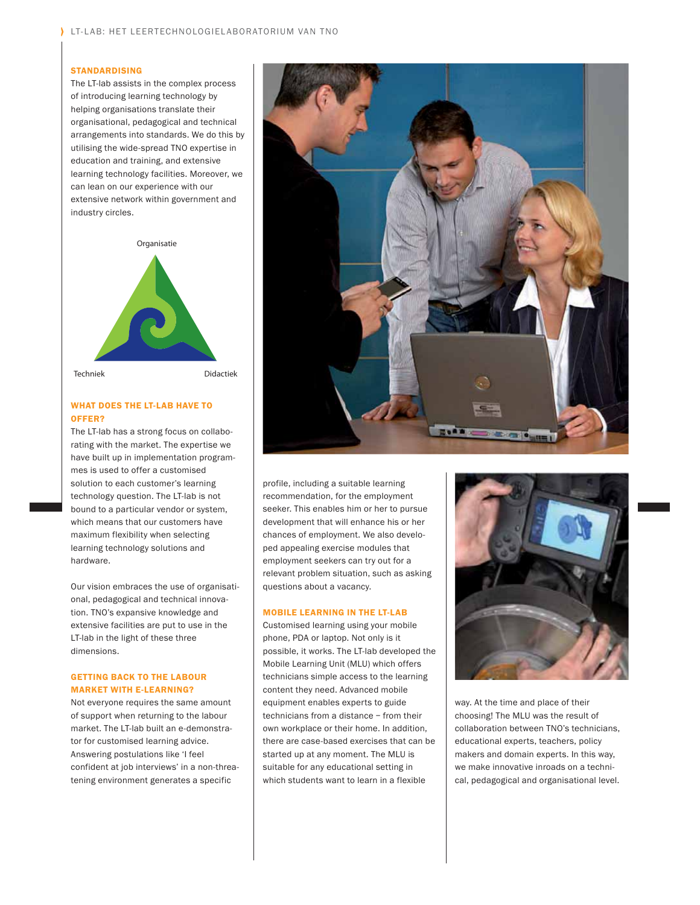## STANDARDISING

The LT-lab assists in the complex process of introducing learning technology by helping organisations translate their organisational, pedagogical and technical arrangements into standards. We do this by utilising the wide-spread TNO expertise in education and training, and extensive learning technology facilities. Moreover, we can lean on our experience with our extensive network within government and industry circles.

Organisatie

Techniek Didactiek

## WHAT DOES THE LT-LAB HAVE TO OFFER?

The LT-lab has a strong focus on collaborating with the market. The expertise we have built up in implementation programmes is used to offer a customised solution to each customer's learning technology question. The LT-lab is not bound to a particular vendor or system, which means that our customers have maximum flexibility when selecting learning technology solutions and hardware.

Our vision embraces the use of organisational, pedagogical and technical innovation. TNO's expansive knowledge and extensive facilities are put to use in the LT-lab in the light of these three dimensions.

## GETTING BACK TO THE LABOUR MARKET WITH E-LEARNING?

Not everyone requires the same amount of support when returning to the labour market. The LT-lab built an e-demonstrator for customised learning advice. Answering postulations like 'I feel confident at job interviews' in a non-threatening environment generates a specific profile, including a suitable learning recommendation, for the employment seeker. This enables him or her to pursue development that will enhance his or her chances of employment. We also developed appealing exercise modules that employment seekers can try out for a relevant problem situation, such as asking questions about a vacancy.

## MOBILE LEARNING IN THE LT-LAB

Customised learning using your mobile phone, PDA or laptop. Not only is it possible, it works. The LT-lab developed the Mobile Learning Unit (MLU) which offers technicians simple access to the learning content they need. Advanced mobile equipment enables experts to guide technicians from a distance – from their own workplace or their home. In addition, there are case-based exercises that can be started up at any moment. The MLU is suitable for any educational setting in which students want to learn in a flexible way. At the time and place of their choosing! The MLU was the result of collaboration between TNO's technicians, educational experts, teachers, policy makers and domain experts. In this way, we make innovative inroads on a technical, pedagogical and organisational level.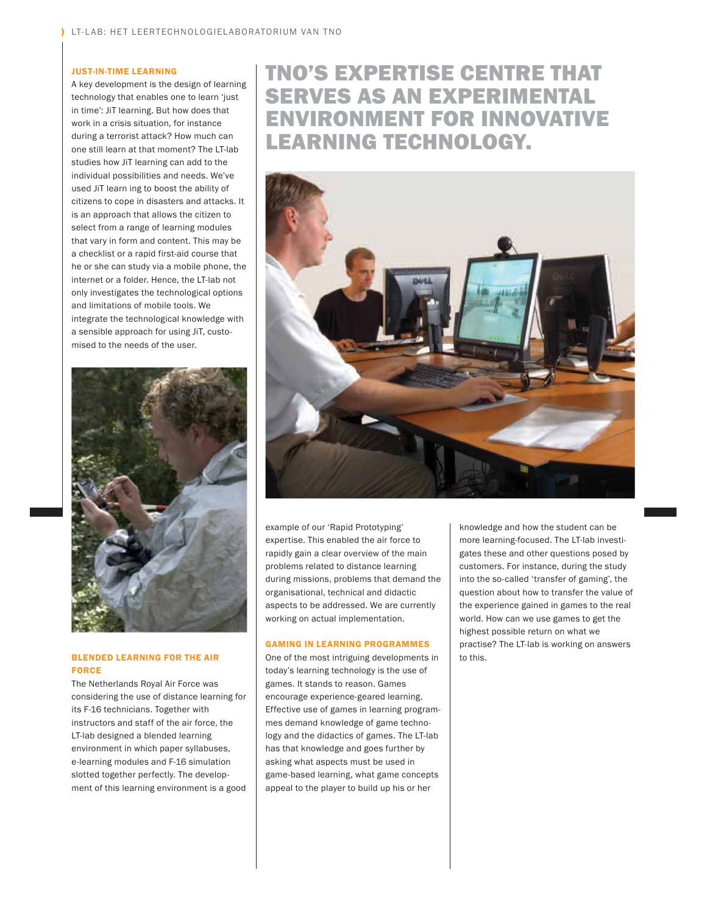## JUST-IN-TIME LEARNING

A key development is the design of learning technology that enables one to learn 'just in time': JiT learning. But how does that work in a crisis situation, for instance during a terrorist attack? How much can one still learn at that moment? The LT-lab studies how JiT learning can add to the individual possibilities and needs. We've used JiT learn ing to boost the ability of citizens to cope in disasters and attacks. It is an approach that allows the citizen to select from a range of learning modules that vary in form and content. This may be a checklist or a rapid first-aid course that he or she can study via a mobile phone, the internet or a folder. Hence, the LT-lab not only investigates the technological options and limitations of mobile tools. We integrate the technological knowledge with a sensible approach for using JiT, customised to the needs of the user.

## BLENDED LEARNING FOR THE AIR FORCE

The Netherlands Royal Air Force was considering the use of distance learning for its F-16 technicians. Together with instructors and staff of the air force, the LT-lab designed a blended learning environment in which paper syllabuses, e-learning modules and F-16 simulation slotted together perfectly. The development of this learning environment is a good example of our 'Rapid Prototyping' expertise. This enabled the air force to rapidly gain a clear overview of the main problems related to distance learning during missions, problems that demand the organisational, technical and didactic aspects to be addressed. We are currently working on actual implementation.

# TNO'S EXPERTISE CENTRE THAT SERVES AS AN EXPERIMENTAL ENVIRONMENT FOR INNOVATIVE LEARNING TECHNOLOGY.

## GAMING IN LEARNING PROGRAMMES

One of the most intriguing developments in today's learning technology is the use of games. It stands to reason. Games encourage experience-geared learning. Effective use of games in learning programmes demand knowledge of game technology and the didactics of games. The LT-lab has that knowledge and goes further by asking what aspects must be used in game-based learning, what game concepts appeal to the player to build up his or her knowledge and how the student can be more learning-focused. The LT-lab investigates these and other questions posed by customers. For instance, during the study into the so-called 'transfer of gaming', the question about how to transfer the value of the experience gained in games to the real world. How can we use games to get the highest possible return on what we practise? The LT-lab is working on answers to this.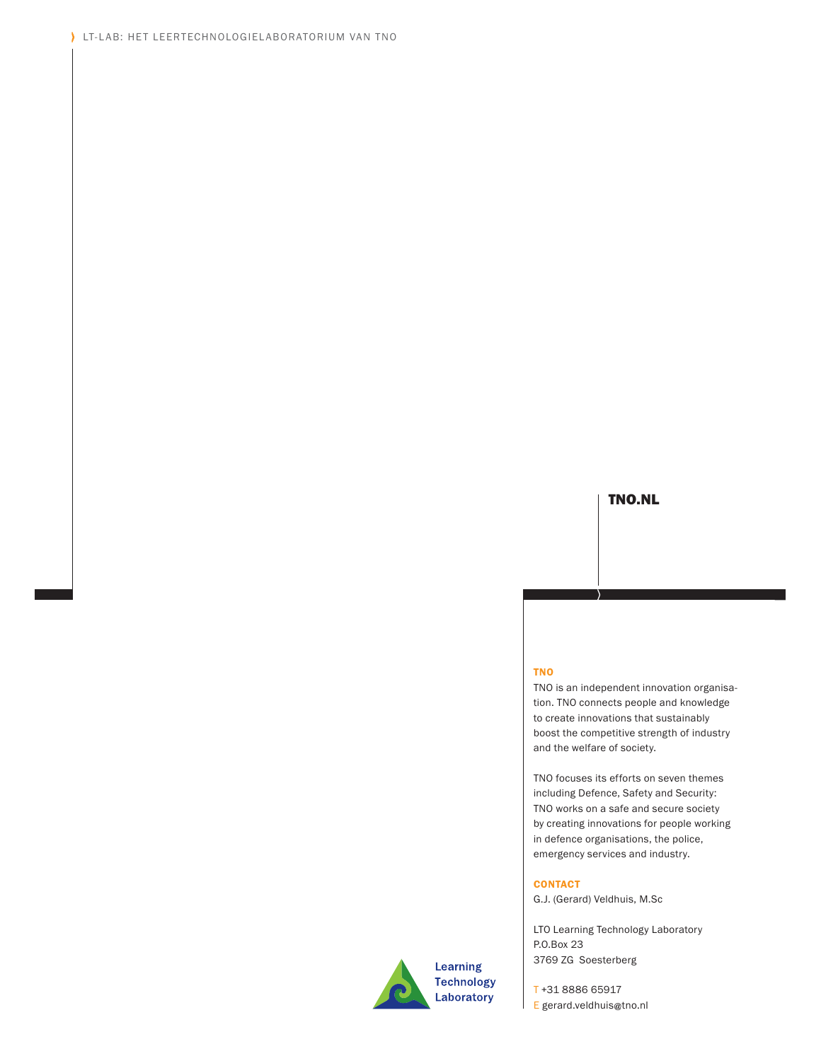TNO.NL

### TNO

TNO is an independent innovation organisation. TNO connects people and knowledge to create innovations that sustainably boost the competitive strength of industry and the welfare of society.

TNO focuses its efforts on seven themes including Defence, Safety and Security: TNO works on a safe and secure society by creating innovations for people working in defence organisations, the police, emergency services and industry.

### CONTACT

G.J. (Gerard) Veldhuis, M.Sc

LTO Learning Technology Laboratory
P.O.Box 23
3769 ZG Soesterberg

T +31 8886 65917
E gerard.veldhuis@tno.nl

Learning
Technology
Laboratory